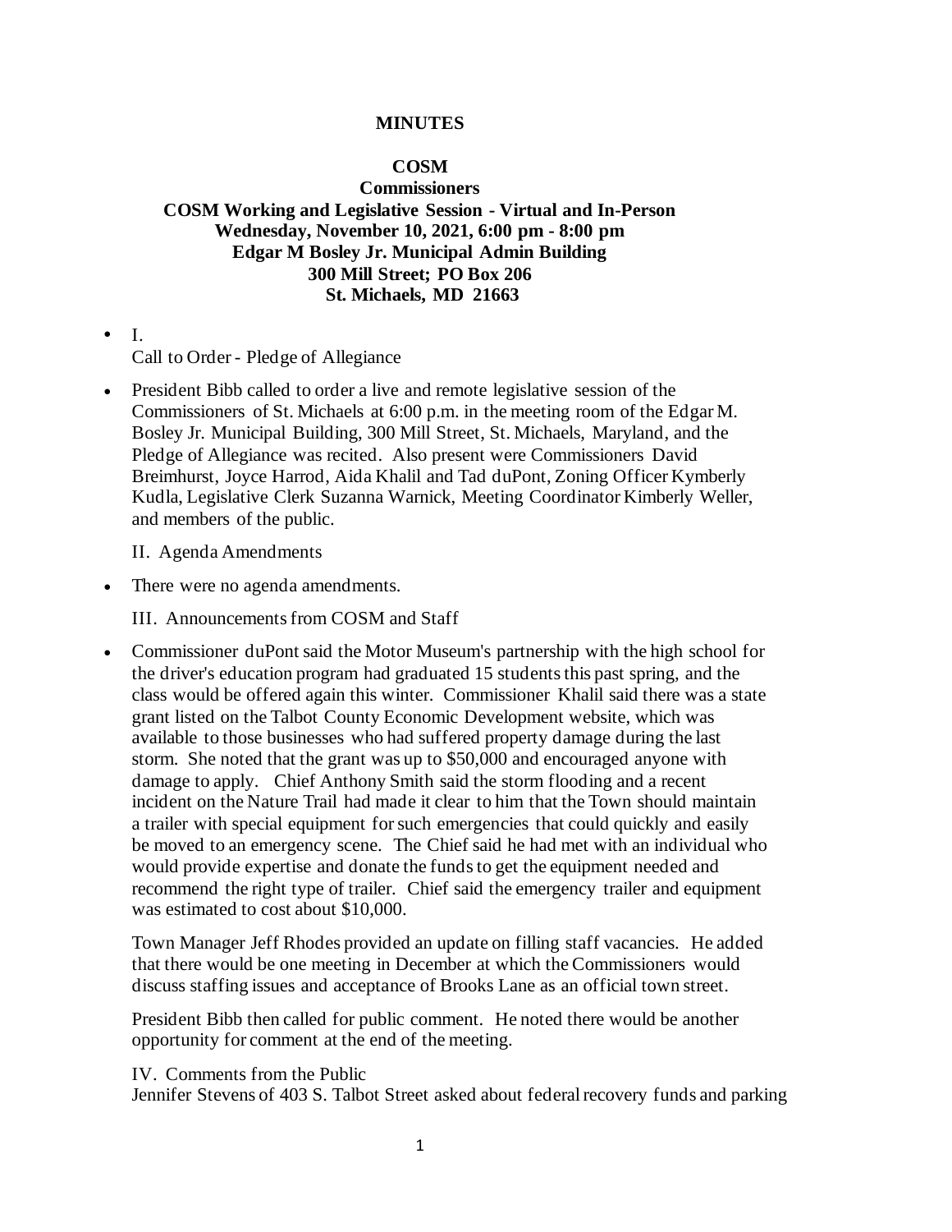**MINUTES**

**COSM**

**Commissioners**

**COSM Working and Legislative Session - Virtual and In-Person**
**Wednesday, November 10, 2021, 6:00 pm - 8:00 pm**
**Edgar M Bosley Jr. Municipal Admin Building**
**300 Mill Street; PO Box 206**
**St. Michaels, MD 21663**

- I.
  Call to Order - Pledge of Allegiance

- President Bibb called to order a live and remote legislative session of the Commissioners of St. Michaels at 6:00 p.m. in the meeting room of the Edgar M. Bosley Jr. Municipal Building, 300 Mill Street, St. Michaels, Maryland, and the Pledge of Allegiance was recited. Also present were Commissioners David Breimhurst, Joyce Harrod, Aida Khalil and Tad duPont, Zoning Officer Kymberly Kudla, Legislative Clerk Suzanna Warnick, Meeting Coordinator Kimberly Weller, and members of the public.

  II. Agenda Amendments

- There were no agenda amendments.

  III. Announcements from COSM and Staff

- Commissioner duPont said the Motor Museum's partnership with the high school for the driver's education program had graduated 15 students this past spring, and the class would be offered again this winter. Commissioner Khalil said there was a state grant listed on the Talbot County Economic Development website, which was available to those businesses who had suffered property damage during the last storm. She noted that the grant was up to $50,000 and encouraged anyone with damage to apply. Chief Anthony Smith said the storm flooding and a recent incident on the Nature Trail had made it clear to him that the Town should maintain a trailer with special equipment for such emergencies that could quickly and easily be moved to an emergency scene. The Chief said he had met with an individual who would provide expertise and donate the funds to get the equipment needed and recommend the right type of trailer. Chief said the emergency trailer and equipment was estimated to cost about $10,000.

  Town Manager Jeff Rhodes provided an update on filling staff vacancies. He added that there would be one meeting in December at which the Commissioners would discuss staffing issues and acceptance of Brooks Lane as an official town street.

  President Bibb then called for public comment. He noted there would be another opportunity for comment at the end of the meeting.

  IV. Comments from the Public
  Jennifer Stevens of 403 S. Talbot Street asked about federal recovery funds and parking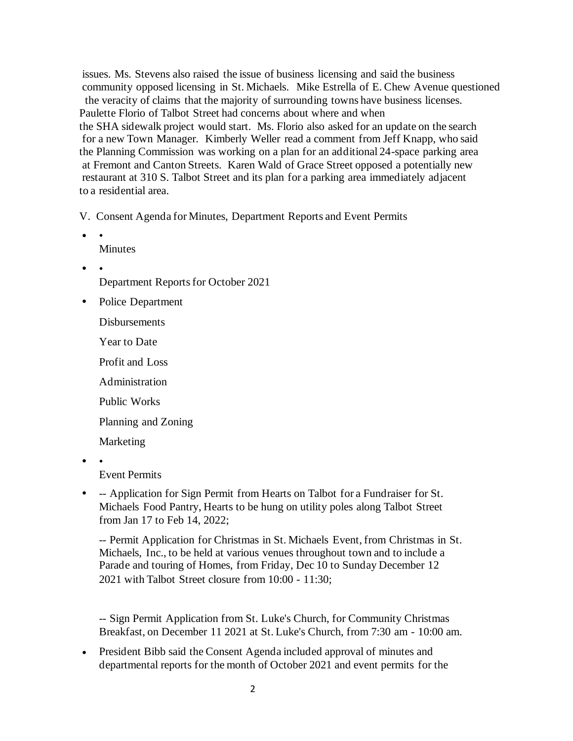issues. Ms. Stevens also raised the issue of business licensing and said the business community opposed licensing in St. Michaels. Mike Estrella of E. Chew Avenue questioned the veracity of claims that the majority of surrounding towns have business licenses. Paulette Florio of Talbot Street had concerns about where and when the SHA sidewalk project would start. Ms. Florio also asked for an update on the search for a new Town Manager. Kimberly Weller read a comment from Jeff Knapp, who said the Planning Commission was working on a plan for an additional 24-space parking area at Fremont and Canton Streets. Karen Wald of Grace Street opposed a potentially new restaurant at 310 S. Talbot Street and its plan for a parking area immediately adjacent to a residential area.

V. Consent Agenda for Minutes, Department Reports and Event Permits

- Minutes
- Department Reports for October 2021
- Police Department

  Disbursements

  Year to Date

  Profit and Loss

  Administration

  Public Works

  Planning and Zoning

  Marketing

- Event Permits
- -- Application for Sign Permit from Hearts on Talbot for a Fundraiser for St. Michaels Food Pantry, Hearts to be hung on utility poles along Talbot Street from Jan 17 to Feb 14, 2022;

  -- Permit Application for Christmas in St. Michaels Event, from Christmas in St. Michaels, Inc., to be held at various venues throughout town and to include a Parade and touring of Homes, from Friday, Dec 10 to Sunday December 12 2021 with Talbot Street closure from 10:00 - 11:30;

  -- Sign Permit Application from St. Luke's Church, for Community Christmas Breakfast, on December 11 2021 at St. Luke's Church, from 7:30 am - 10:00 am.

- President Bibb said the Consent Agenda included approval of minutes and departmental reports for the month of October 2021 and event permits for the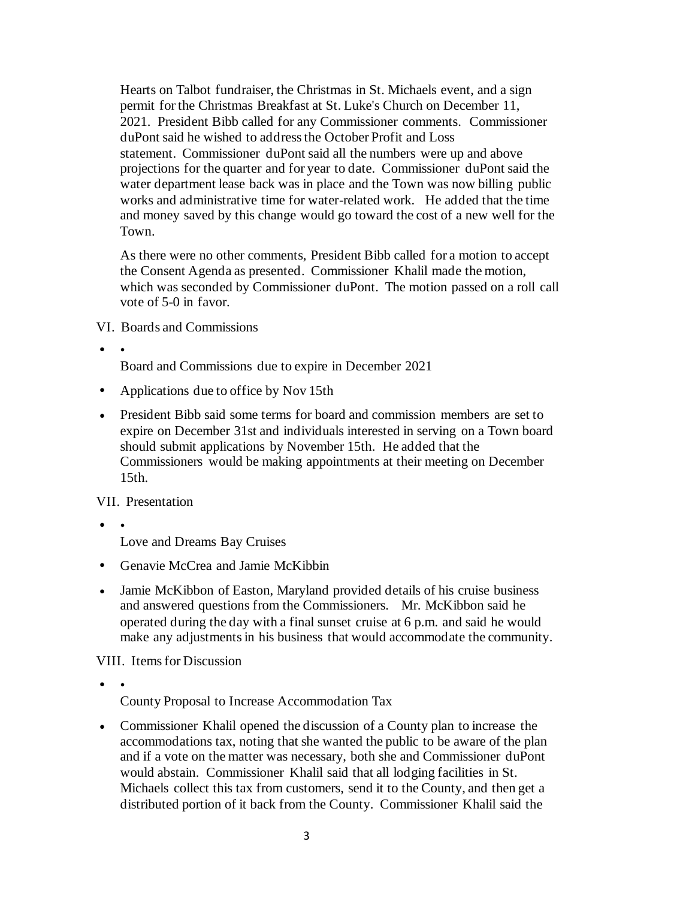Hearts on Talbot fundraiser, the Christmas in St. Michaels event, and a sign permit for the Christmas Breakfast at St. Luke's Church on December 11, 2021. President Bibb called for any Commissioner comments. Commissioner duPont said he wished to address the October Profit and Loss statement. Commissioner duPont said all the numbers were up and above projections for the quarter and for year to date. Commissioner duPont said the water department lease back was in place and the Town was now billing public works and administrative time for water-related work. He added that the time and money saved by this change would go toward the cost of a new well for the Town.

As there were no other comments, President Bibb called for a motion to accept the Consent Agenda as presented. Commissioner Khalil made the motion, which was seconded by Commissioner duPont. The motion passed on a roll call vote of 5-0 in favor.

VI. Boards and Commissions

- Board and Commissions due to expire in December 2021
- Applications due to office by Nov 15th
- President Bibb said some terms for board and commission members are set to expire on December 31st and individuals interested in serving on a Town board should submit applications by November 15th. He added that the Commissioners would be making appointments at their meeting on December 15th.

VII. Presentation

- Love and Dreams Bay Cruises
- Genavie McCrea and Jamie McKibbin
- Jamie McKibbon of Easton, Maryland provided details of his cruise business and answered questions from the Commissioners. Mr. McKibbon said he operated during the day with a final sunset cruise at 6 p.m. and said he would make any adjustments in his business that would accommodate the community.

VIII. Items for Discussion

- County Proposal to Increase Accommodation Tax
- Commissioner Khalil opened the discussion of a County plan to increase the accommodations tax, noting that she wanted the public to be aware of the plan and if a vote on the matter was necessary, both she and Commissioner duPont would abstain. Commissioner Khalil said that all lodging facilities in St. Michaels collect this tax from customers, send it to the County, and then get a distributed portion of it back from the County. Commissioner Khalil said the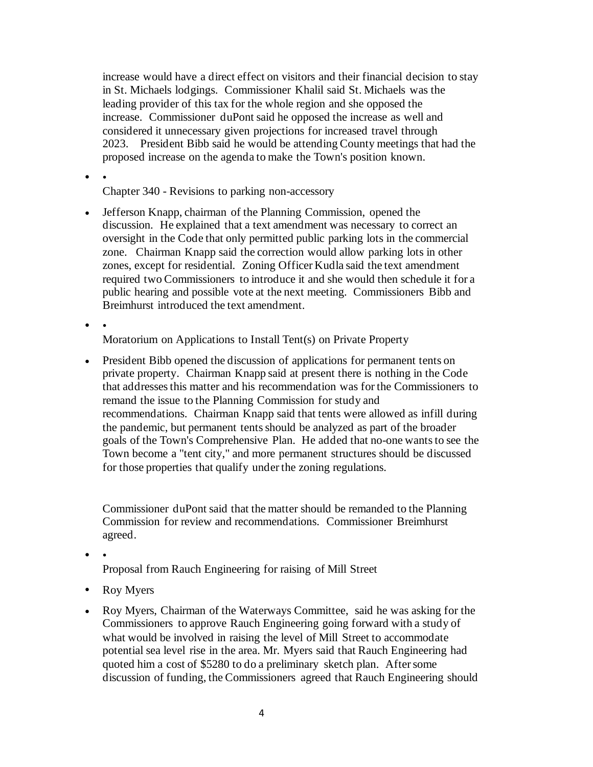increase would have a direct effect on visitors and their financial decision to stay in St. Michaels lodgings. Commissioner Khalil said St. Michaels was the leading provider of this tax for the whole region and she opposed the increase. Commissioner duPont said he opposed the increase as well and considered it unnecessary given projections for increased travel through 2023. President Bibb said he would be attending County meetings that had the proposed increase on the agenda to make the Town's position known.

- Chapter 340 - Revisions to parking non-accessory

- Jefferson Knapp, chairman of the Planning Commission, opened the discussion. He explained that a text amendment was necessary to correct an oversight in the Code that only permitted public parking lots in the commercial zone. Chairman Knapp said the correction would allow parking lots in other zones, except for residential. Zoning Officer Kudla said the text amendment required two Commissioners to introduce it and she would then schedule it for a public hearing and possible vote at the next meeting. Commissioners Bibb and Breimhurst introduced the text amendment.

- Moratorium on Applications to Install Tent(s) on Private Property

- President Bibb opened the discussion of applications for permanent tents on private property. Chairman Knapp said at present there is nothing in the Code that addresses this matter and his recommendation was for the Commissioners to remand the issue to the Planning Commission for study and recommendations. Chairman Knapp said that tents were allowed as infill during the pandemic, but permanent tents should be analyzed as part of the broader goals of the Town's Comprehensive Plan. He added that no-one wants to see the Town become a "tent city," and more permanent structures should be discussed for those properties that qualify under the zoning regulations.

  Commissioner duPont said that the matter should be remanded to the Planning Commission for review and recommendations. Commissioner Breimhurst agreed.

- Proposal from Rauch Engineering for raising of Mill Street

- Roy Myers

- Roy Myers, Chairman of the Waterways Committee, said he was asking for the Commissioners to approve Rauch Engineering going forward with a study of what would be involved in raising the level of Mill Street to accommodate potential sea level rise in the area. Mr. Myers said that Rauch Engineering had quoted him a cost of $5280 to do a preliminary sketch plan. After some discussion of funding, the Commissioners agreed that Rauch Engineering should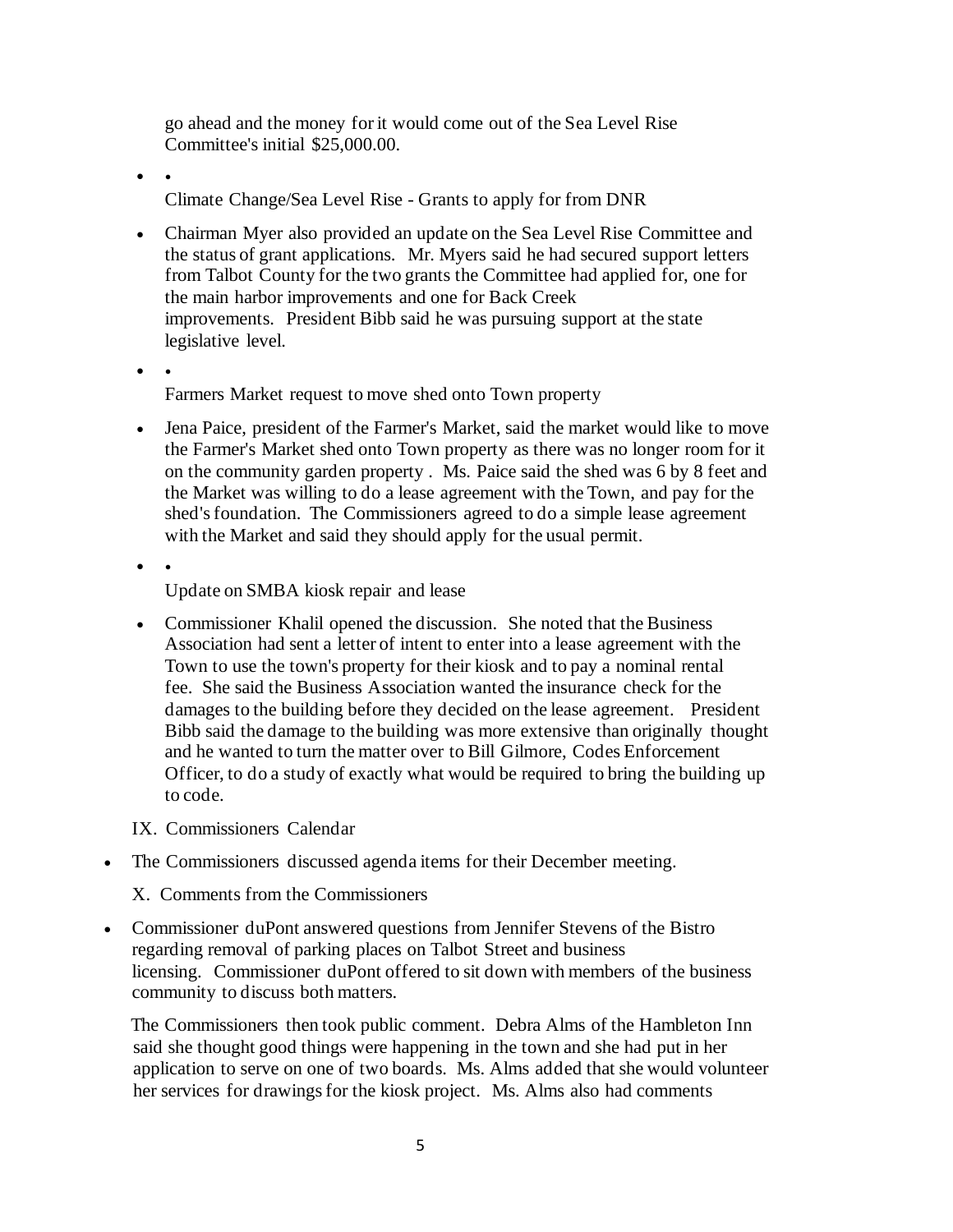go ahead and the money for it would come out of the Sea Level Rise Committee's initial $25,000.00.

- Climate Change/Sea Level Rise - Grants to apply for from DNR

- Chairman Myer also provided an update on the Sea Level Rise Committee and the status of grant applications. Mr. Myers said he had secured support letters from Talbot County for the two grants the Committee had applied for, one for the main harbor improvements and one for Back Creek improvements. President Bibb said he was pursuing support at the state legislative level.

- Farmers Market request to move shed onto Town property

- Jena Paice, president of the Farmer's Market, said the market would like to move the Farmer's Market shed onto Town property as there was no longer room for it on the community garden property . Ms. Paice said the shed was 6 by 8 feet and the Market was willing to do a lease agreement with the Town, and pay for the shed's foundation. The Commissioners agreed to do a simple lease agreement with the Market and said they should apply for the usual permit.

- Update on SMBA kiosk repair and lease

- Commissioner Khalil opened the discussion. She noted that the Business Association had sent a letter of intent to enter into a lease agreement with the Town to use the town's property for their kiosk and to pay a nominal rental fee. She said the Business Association wanted the insurance check for the damages to the building before they decided on the lease agreement. President Bibb said the damage to the building was more extensive than originally thought and he wanted to turn the matter over to Bill Gilmore, Codes Enforcement Officer, to do a study of exactly what would be required to bring the building up to code.

IX. Commissioners Calendar

- The Commissioners discussed agenda items for their December meeting.

X. Comments from the Commissioners

- Commissioner duPont answered questions from Jennifer Stevens of the Bistro regarding removal of parking places on Talbot Street and business licensing. Commissioner duPont offered to sit down with members of the business community to discuss both matters.

The Commissioners then took public comment. Debra Alms of the Hambleton Inn said she thought good things were happening in the town and she had put in her application to serve on one of two boards. Ms. Alms added that she would volunteer her services for drawings for the kiosk project. Ms. Alms also had comments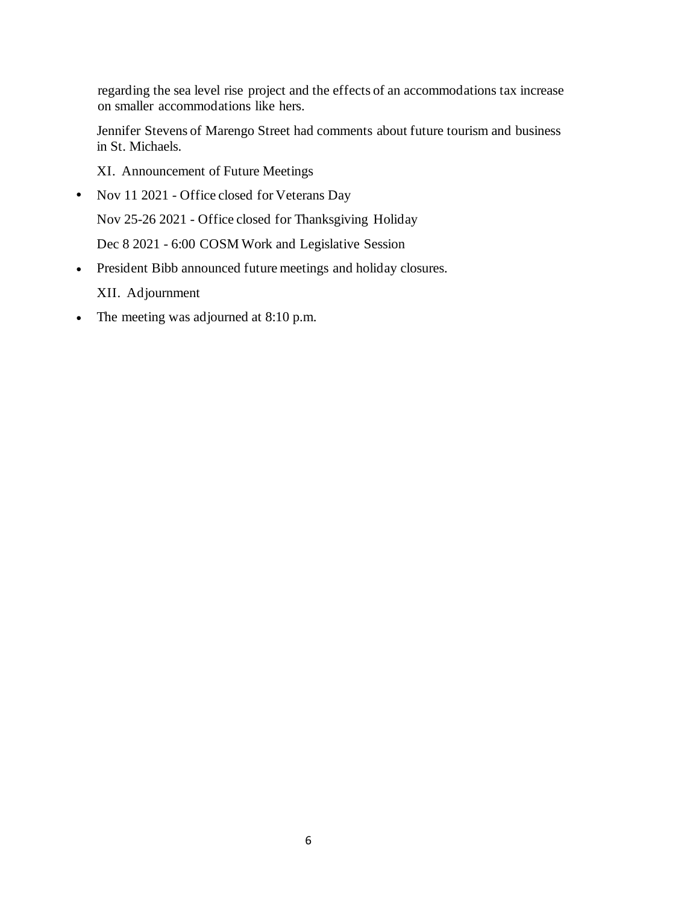regarding the sea level rise project and the effects of an accommodations tax increase on smaller accommodations like hers.

Jennifer Stevens of Marengo Street had comments about future tourism and business in St. Michaels.

XI. Announcement of Future Meetings

- Nov 11 2021 - Office closed for Veterans Day

  Nov 25-26 2021 - Office closed for Thanksgiving Holiday

  Dec 8 2021 - 6:00 COSM Work and Legislative Session

- President Bibb announced future meetings and holiday closures.

XII. Adjournment

- The meeting was adjourned at 8:10 p.m.